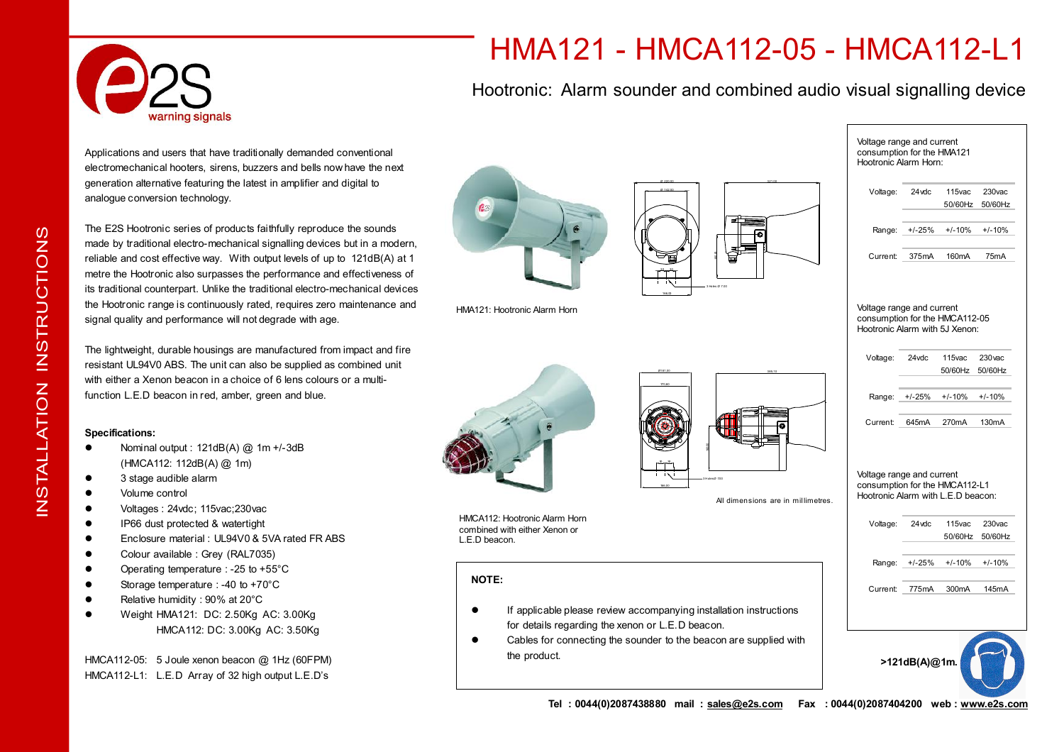# HMA121 - HMCA112-05 - HMCA112-L1

## Hootronic: Alarm sounder and combined audio visual signalling device

INSTALLATION INSTRUCTIONS

Applications and users that have traditionally demanded conventional electromechanical hooters, sirens, buzzers and bells now have the next generation alternative featuring the latest in amplifier and digital to analogue conversion technology.

The E2S Hootronic series of products faithfully reproduce the sounds made by traditional electro-mechanical signalling devices but in a modern, reliable and cost effective way. With output levels of up to 121dB(A) at 1 metre the Hootronic also surpasses the performance and effectiveness of its traditional counterpart. Unlike the traditional electro-mechanical devices the Hootronic range is continuously rated, requires zero maintenance and signal quality and performance will not degrade with age.

The lightweight, durable housings are manufactured from impact and fire resistant UL94V0 ABS. The unit can also be supplied as combined unit with either a Xenon beacon in a choice of 6 lens colours or a multi-function L.E.D beacon in red, amber, green and blue.

**Specifications:**

- Nominal output : 121dB(A) @ 1m +/-3dB (HMCA112: 112dB(A) @ 1m)
- 3 stage audible alarm
- Volume control
- Voltages : 24vdc; 115vac;230vac
- IP66 dust protected & watertight
- Enclosure material : UL94V0 & 5VA rated FR ABS
- Colour available : Grey (RAL7035)
- Operating temperature : -25 to +55°C
- Storage temperature : -40 to +70°C
- Relative humidity : 90% at 20°C
- Weight HMA121: DC: 2.50Kg AC: 3.00Kg
  HMCA112: DC: 3.00Kg AC: 3.50Kg

HMCA112-05: 5 Joule xenon beacon @ 1Hz (60FPM)
HMCA112-L1: L.E.D Array of 32 high output L.E.D's

HMA121: Hootronic Alarm Horn

HMCA112: Hootronic Alarm Horn combined with either Xenon or L.E.D beacon.

All dimensions are in millimetres.

**NOTE:**

- If applicable please review accompanying installation instructions for details regarding the xenon or L.E.D beacon.
- Cables for connecting the sounder to the beacon are supplied with the product.

Voltage range and current consumption for the HMA121 Hootronic Alarm Horn:

| Voltage: | 24vdc | 115vac 50/60Hz | 230vac 50/60Hz |
|---|---|---|---|
| Range: | +/-25% | +/-10% | +/-10% |
| Current: | 375mA | 160mA | 75mA |

Voltage range and current consumption for the HMCA112-05 Hootronic Alarm with 5J Xenon:

| Voltage: | 24vdc | 115vac 50/60Hz | 230vac 50/60Hz |
|---|---|---|---|
| Range: | +/-25% | +/-10% | +/-10% |
| Current: | 645mA | 270mA | 130mA |

Voltage range and current consumption for the HMCA112-L1 Hootronic Alarm with L.E.D beacon:

| Voltage: | 24vdc | 115vac 50/60Hz | 230vac 50/60Hz |
|---|---|---|---|
| Range: | +/-25% | +/-10% | +/-10% |
| Current: | 775mA | 300mA | 145mA |

**>121dB(A)@1m.**

**Tel : 0044(0)2087438880 mail : sales@e2s.com Fax : 0044(0)2087404200 web : www.e2s.com**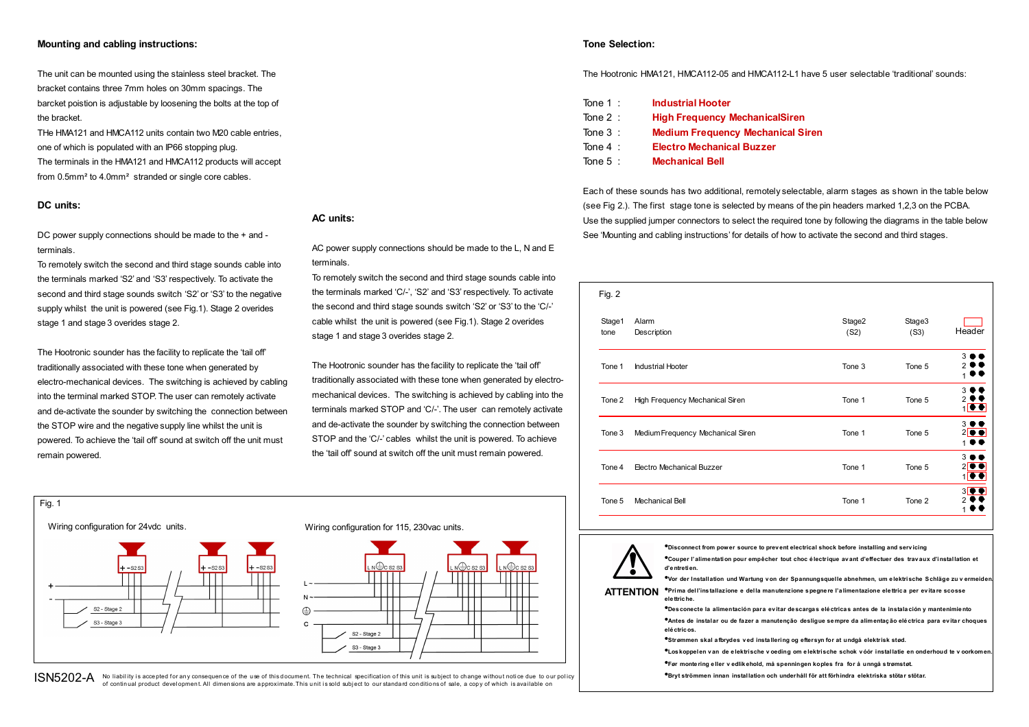### Mounting and cabling instructions:

The unit can be mounted using the stainless steel bracket. The bracket contains three 7mm holes on 30mm spacings. The barcket poistion is adjustable by loosening the bolts at the top of the bracket.
THe HMA121 and HMCA112 units contain two M20 cable entries, one of which is populated with an IP66 stopping plug.
The terminals in the HMA121 and HMCA112 products will accept from 0.5mm² to 4.0mm² stranded or single core cables.

### DC units:

DC power supply connections should be made to the + and - terminals.
To remotely switch the second and third stage sounds cable into the terminals marked 'S2' and 'S3' respectively. To activate the second and third stage sounds switch 'S2' or 'S3' to the negative supply whilst the unit is powered (see Fig.1). Stage 2 overides stage 1 and stage 3 overides stage 2.

The Hootronic sounder has the facility to replicate the 'tail off' traditionally associated with these tone when generated by electro-mechanical devices. The switching is achieved by cabling into the terminal marked STOP. The user can remotely activate and de-activate the sounder by switching the connection between the STOP wire and the negative supply line whilst the unit is powered. To achieve the 'tail off' sound at switch off the unit must remain powered.

### AC units:

AC power supply connections should be made to the L, N and E terminals.
To remotely switch the second and third stage sounds cable into the terminals marked 'C/-', 'S2' and 'S3' respectively. To activate the second and third stage sounds switch 'S2' or 'S3' to the 'C/-' cable whilst the unit is powered (see Fig.1). Stage 2 overides stage 1 and stage 3 overides stage 2.

The Hootronic sounder has the facility to replicate the 'tail off' traditionally associated with these tone when generated by electro-mechanical devices. The switching is achieved by cabling into the terminals marked STOP and 'C/-'. The user can remotely activate and de-activate the sounder by switching the connection between STOP and the 'C/-' cables whilst the unit is powered. To achieve the 'tail off' sound at switch off the unit must remain powered.

Fig. 1

Wiring configuration for 24vdc units.

+ – S2 S3

+

-

S2 - Stage 2

S3 - Stage 3

Wiring configuration for 115, 230vac units.

L N ⏚ C S2 S3

L ~

N ~

⏚

C

S2 - Stage 2

S3 - Stage 3

ISN5202-A

No liability is accepted for any consequence of the use of this document. The technical specification of this unit is subject to change without notice due to our policy of continual product development. All dimensions are approximate. This unit is sold subject to our standard conditions of sale, a copy of which is available on

### Tone Selection:

The Hootronic HMA121, HMCA112-05 and HMCA112-L1 have 5 user selectable 'traditional' sounds:

Tone 1 : **Industrial Hooter**
Tone 2 : **High Frequency MechanicalSiren**
Tone 3 : **Medium Frequency Mechanical Siren**
Tone 4 : **Electro Mechanical Buzzer**
Tone 5 : **Mechanical Bell**

Each of these sounds has two additional, remotely selectable, alarm stages as shown in the table below (see Fig 2.). The first stage tone is selected by means of the pin headers marked 1,2,3 on the PCBA.
Use the supplied jumper connectors to select the required tone by following the diagrams in the table below
See 'Mounting and cabling instructions' for details of how to activate the second and third stages.

Fig. 2

| Stage1 tone | Alarm Description | Stage2 (S2) | Stage3 (S3) | Header |
|---|---|---|---|---|
| Tone 1 | Industrial Hooter | Tone 3 | Tone 5 | No jumpers |
| Tone 2 | High Frequency Mechanical Siren | Tone 1 | Tone 5 | Jumper on 1 |
| Tone 3 | Medium Frequency Mechanical Siren | Tone 1 | Tone 5 | Jumper on 2 |
| Tone 4 | Electro Mechanical Buzzer | Tone 1 | Tone 5 | Jumpers on 1 and 2 |
| Tone 5 | Mechanical Bell | Tone 1 | Tone 2 | Jumper on 3 |

**ATTENTION**

- **Disconnect from power source to prevent electrical shock before installing and servicing**
- **Couper l'alimentation pour empêcher tout choc électrique avant d'effectuer des travaux d'installation et d'entretien.**
- **Vor der Installation und Wartung von der Spannungsquelle abnehmen, um elektrische Schläge zu vermeiden.**
- **Prima dell'installazione e della manutenzione spegnere l'alimentazione elettrica per evitare scosse elettriche.**
- **Desconecte la alimentación para evitar descargas eléctricas antes de la instalación y mantenimiento**
- **Antes de instalar ou de fazer a manutenção desligue sempre da alimentação eléctrica para evitar choques eléctricos.**
- **Strømmen skal afbrydes ved installering og eftersyn for at undgå elektrisk stød.**
- **Loskoppelen van de elektrische voeding om elektrische schok vóór installatie en onderhoud te voorkomen.**
- **Før montering eller vedlikehold, må spenningen koples fra for å unngå strømstøt.**
- **Bryt strömmen innan installation och underhåll för att förhindra elektriska stötar stötar.**